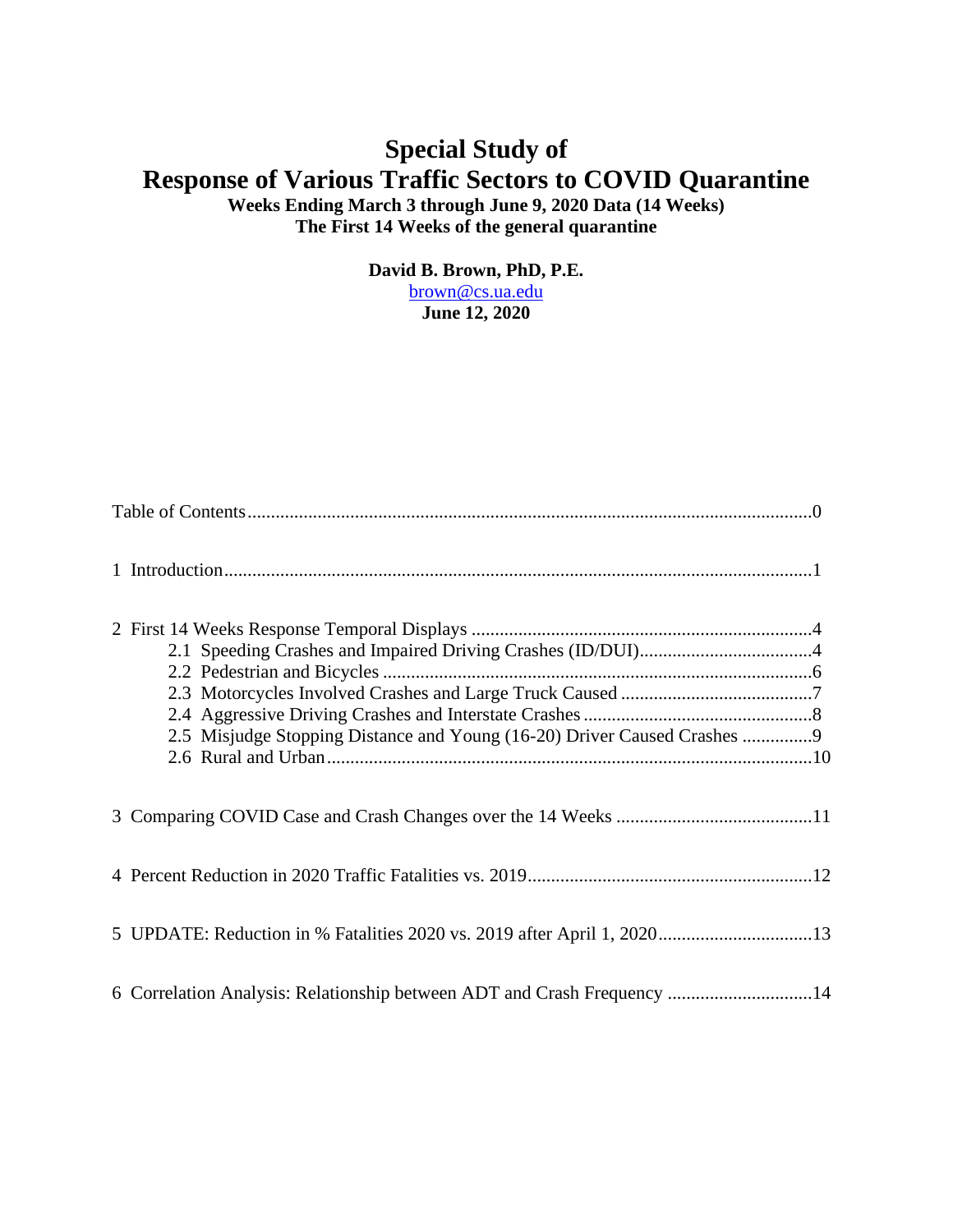# Special Study of
# Response of Various Traffic Sectors to COVID Quarantine

**Weeks Ending March 3 through June 9, 2020 Data (14 Weeks)**
**The First 14 Weeks of the general quarantine**

**David B. Brown, PhD, P.E.**
brown@cs.ua.edu
**June 12, 2020**

Table of Contents........................................................................................................................0

1 Introduction..............................................................................................................................1

2 First 14 Weeks Response Temporal Displays .........................................................................4
- 2.1 Speeding Crashes and Impaired Driving Crashes (ID/DUI).....................................4
- 2.2 Pedestrian and Bicycles ............................................................................................6
- 2.3 Motorcycles Involved Crashes and Large Truck Caused .........................................7
- 2.4 Aggressive Driving Crashes and Interstate Crashes .................................................8
- 2.5 Misjudge Stopping Distance and Young (16-20) Driver Caused Crashes ...............9
- 2.6 Rural and Urban.......................................................................................................10

3 Comparing COVID Case and Crash Changes over the 14 Weeks ..........................................11

4 Percent Reduction in 2020 Traffic Fatalities vs. 2019............................................................12

5 UPDATE: Reduction in % Fatalities 2020 vs. 2019 after April 1, 2020.................................13

6 Correlation Analysis: Relationship between ADT and Crash Frequency ...............................14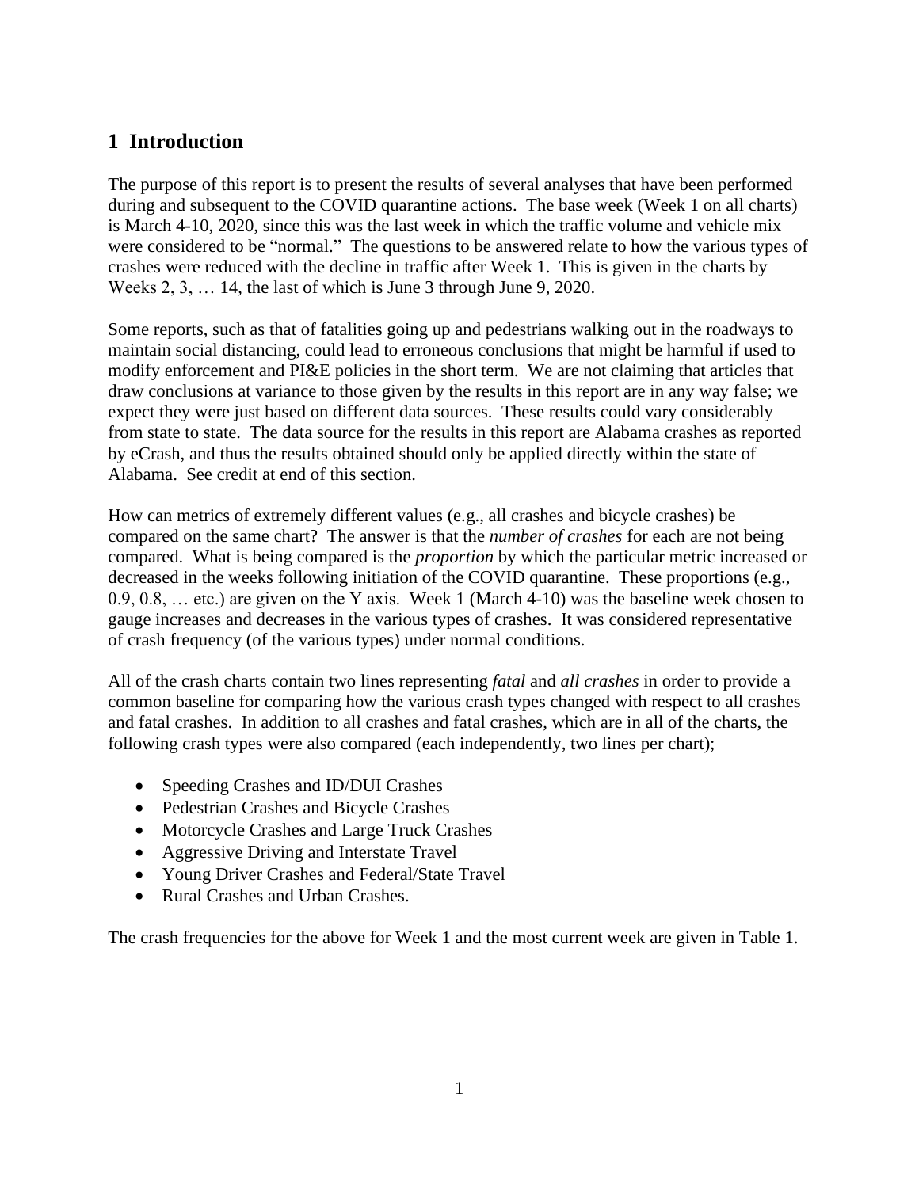# 1 Introduction

The purpose of this report is to present the results of several analyses that have been performed during and subsequent to the COVID quarantine actions. The base week (Week 1 on all charts) is March 4-10, 2020, since this was the last week in which the traffic volume and vehicle mix were considered to be "normal." The questions to be answered relate to how the various types of crashes were reduced with the decline in traffic after Week 1. This is given in the charts by Weeks 2, 3, … 14, the last of which is June 3 through June 9, 2020.

Some reports, such as that of fatalities going up and pedestrians walking out in the roadways to maintain social distancing, could lead to erroneous conclusions that might be harmful if used to modify enforcement and PI&E policies in the short term. We are not claiming that articles that draw conclusions at variance to those given by the results in this report are in any way false; we expect they were just based on different data sources. These results could vary considerably from state to state. The data source for the results in this report are Alabama crashes as reported by eCrash, and thus the results obtained should only be applied directly within the state of Alabama. See credit at end of this section.

How can metrics of extremely different values (e.g., all crashes and bicycle crashes) be compared on the same chart? The answer is that the *number of crashes* for each are not being compared. What is being compared is the *proportion* by which the particular metric increased or decreased in the weeks following initiation of the COVID quarantine. These proportions (e.g., 0.9, 0.8, … etc.) are given on the Y axis. Week 1 (March 4-10) was the baseline week chosen to gauge increases and decreases in the various types of crashes. It was considered representative of crash frequency (of the various types) under normal conditions.

All of the crash charts contain two lines representing *fatal* and *all crashes* in order to provide a common baseline for comparing how the various crash types changed with respect to all crashes and fatal crashes. In addition to all crashes and fatal crashes, which are in all of the charts, the following crash types were also compared (each independently, two lines per chart);

- Speeding Crashes and ID/DUI Crashes
- Pedestrian Crashes and Bicycle Crashes
- Motorcycle Crashes and Large Truck Crashes
- Aggressive Driving and Interstate Travel
- Young Driver Crashes and Federal/State Travel
- Rural Crashes and Urban Crashes.

The crash frequencies for the above for Week 1 and the most current week are given in Table 1.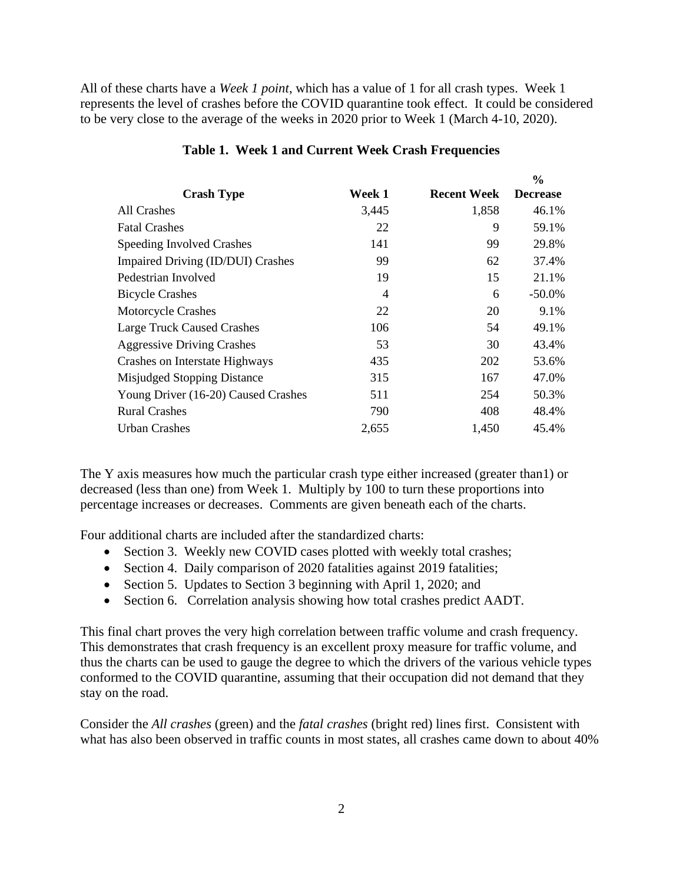All of these charts have a *Week 1 point*, which has a value of 1 for all crash types. Week 1 represents the level of crashes before the COVID quarantine took effect. It could be considered to be very close to the average of the weeks in 2020 prior to Week 1 (March 4-10, 2020).

**Table 1. Week 1 and Current Week Crash Frequencies**

| Crash Type | Week 1 | Recent Week | % Decrease |
|---|---|---|---|
| All Crashes | 3,445 | 1,858 | 46.1% |
| Fatal Crashes | 22 | 9 | 59.1% |
| Speeding Involved Crashes | 141 | 99 | 29.8% |
| Impaired Driving (ID/DUI) Crashes | 99 | 62 | 37.4% |
| Pedestrian Involved | 19 | 15 | 21.1% |
| Bicycle Crashes | 4 | 6 | -50.0% |
| Motorcycle Crashes | 22 | 20 | 9.1% |
| Large Truck Caused Crashes | 106 | 54 | 49.1% |
| Aggressive Driving Crashes | 53 | 30 | 43.4% |
| Crashes on Interstate Highways | 435 | 202 | 53.6% |
| Misjudged Stopping Distance | 315 | 167 | 47.0% |
| Young Driver (16-20) Caused Crashes | 511 | 254 | 50.3% |
| Rural Crashes | 790 | 408 | 48.4% |
| Urban Crashes | 2,655 | 1,450 | 45.4% |

The Y axis measures how much the particular crash type either increased (greater than1) or decreased (less than one) from Week 1. Multiply by 100 to turn these proportions into percentage increases or decreases. Comments are given beneath each of the charts.

Four additional charts are included after the standardized charts:

- Section 3. Weekly new COVID cases plotted with weekly total crashes;
- Section 4. Daily comparison of 2020 fatalities against 2019 fatalities;
- Section 5. Updates to Section 3 beginning with April 1, 2020; and
- Section 6. Correlation analysis showing how total crashes predict AADT.

This final chart proves the very high correlation between traffic volume and crash frequency. This demonstrates that crash frequency is an excellent proxy measure for traffic volume, and thus the charts can be used to gauge the degree to which the drivers of the various vehicle types conformed to the COVID quarantine, assuming that their occupation did not demand that they stay on the road.

Consider the *All crashes* (green) and the *fatal crashes* (bright red) lines first. Consistent with what has also been observed in traffic counts in most states, all crashes came down to about 40%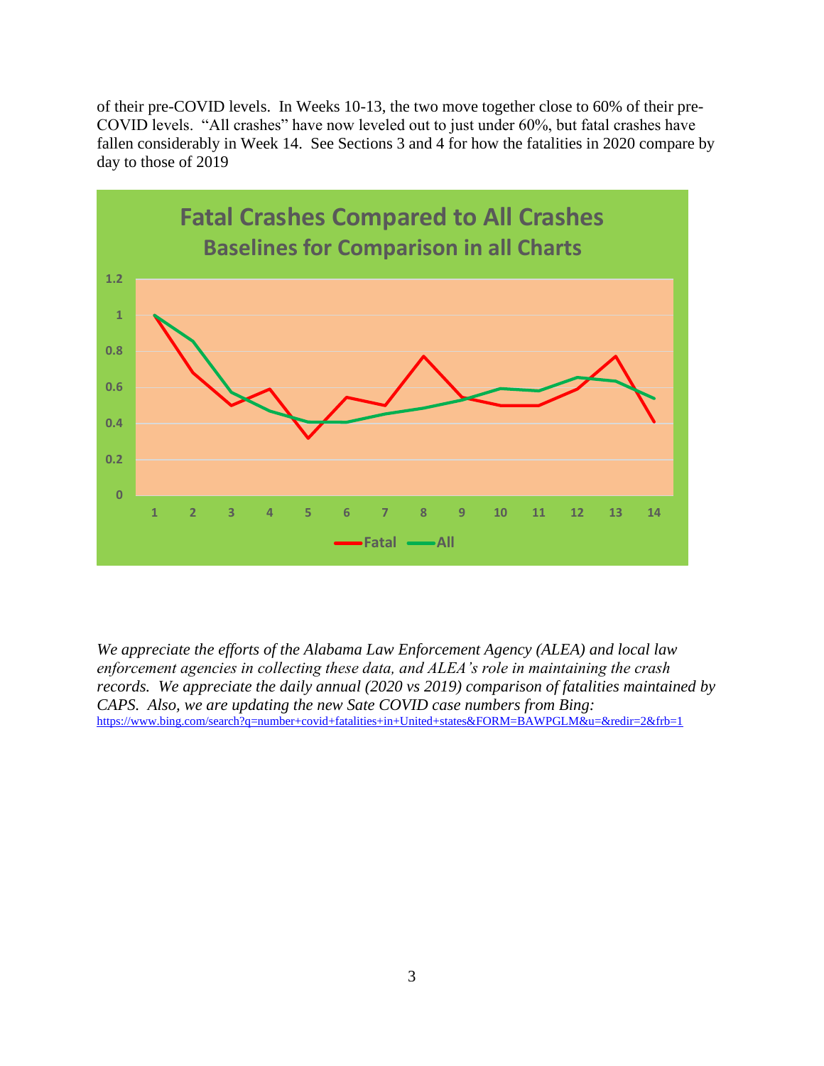of their pre-COVID levels. In Weeks 10-13, the two move together close to 60% of their pre-COVID levels. "All crashes" have now leveled out to just under 60%, but fatal crashes have fallen considerably in Week 14. See Sections 3 and 4 for how the fatalities in 2020 compare by day to those of 2019

*We appreciate the efforts of the Alabama Law Enforcement Agency (ALEA) and local law enforcement agencies in collecting these data, and ALEA's role in maintaining the crash records. We appreciate the daily annual (2020 vs 2019) comparison of fatalities maintained by CAPS. Also, we are updating the new Sate COVID case numbers from Bing:*
https://www.bing.com/search?q=number+covid+fatalities+in+United+states&FORM=BAWPGLM&u=&redir=2&frb=1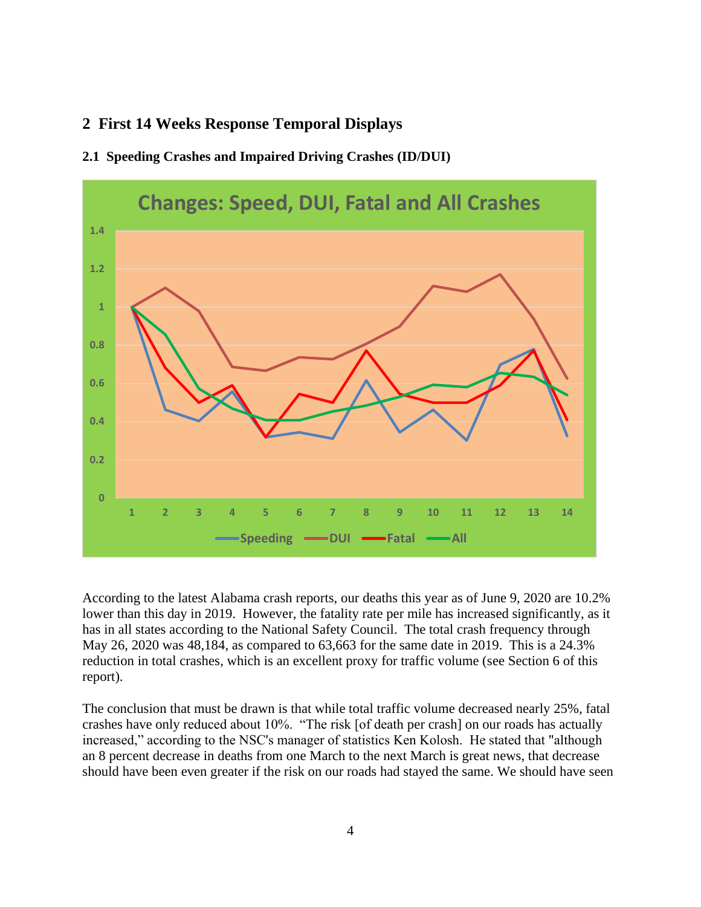## 2 First 14 Weeks Response Temporal Displays

### 2.1 Speeding Crashes and Impaired Driving Crashes (ID/DUI)

According to the latest Alabama crash reports, our deaths this year as of June 9, 2020 are 10.2% lower than this day in 2019. However, the fatality rate per mile has increased significantly, as it has in all states according to the National Safety Council. The total crash frequency through May 26, 2020 was 48,184, as compared to 63,663 for the same date in 2019. This is a 24.3% reduction in total crashes, which is an excellent proxy for traffic volume (see Section 6 of this report).

The conclusion that must be drawn is that while total traffic volume decreased nearly 25%, fatal crashes have only reduced about 10%. "The risk [of death per crash] on our roads has actually increased," according to the NSC's manager of statistics Ken Kolosh. He stated that "although an 8 percent decrease in deaths from one March to the next March is great news, that decrease should have been even greater if the risk on our roads had stayed the same. We should have seen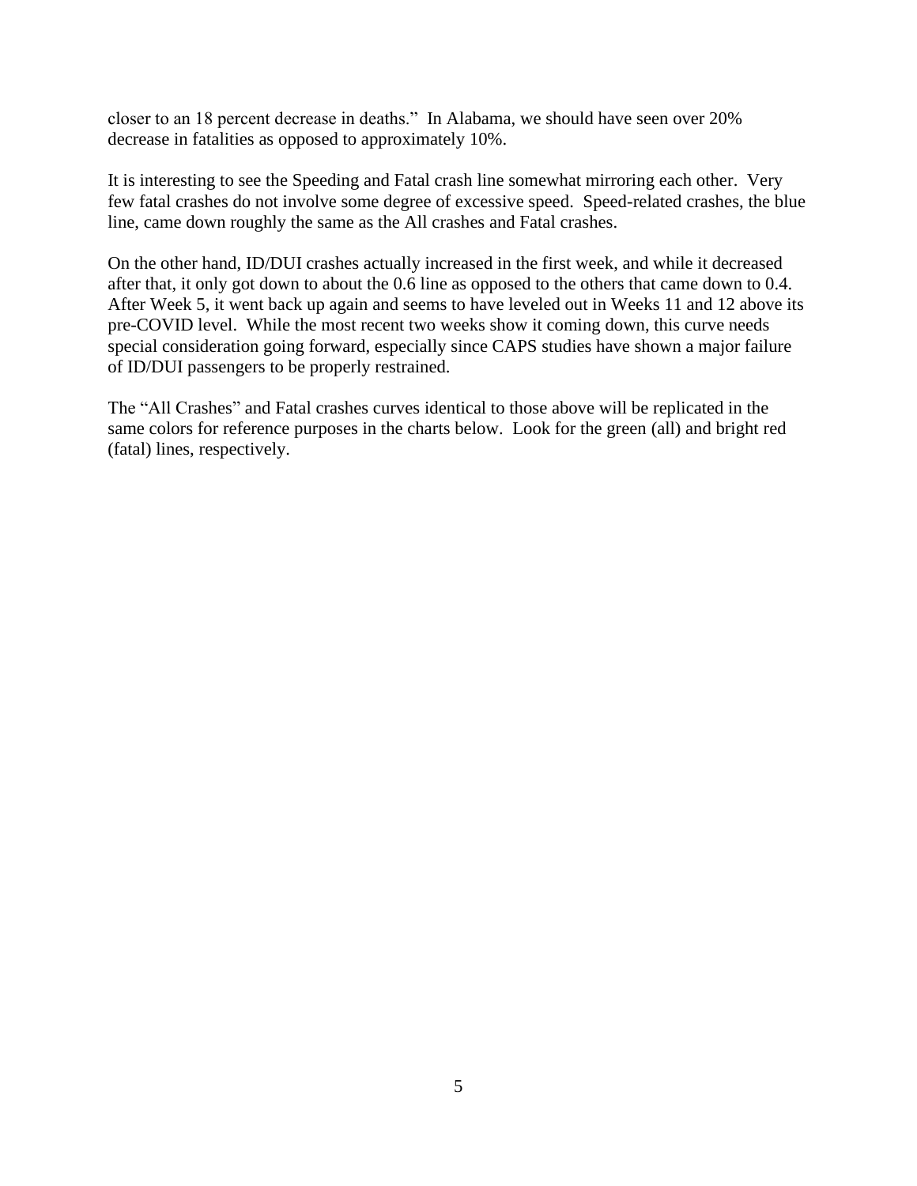closer to an 18 percent decrease in deaths." In Alabama, we should have seen over 20% decrease in fatalities as opposed to approximately 10%.

It is interesting to see the Speeding and Fatal crash line somewhat mirroring each other. Very few fatal crashes do not involve some degree of excessive speed. Speed-related crashes, the blue line, came down roughly the same as the All crashes and Fatal crashes.

On the other hand, ID/DUI crashes actually increased in the first week, and while it decreased after that, it only got down to about the 0.6 line as opposed to the others that came down to 0.4. After Week 5, it went back up again and seems to have leveled out in Weeks 11 and 12 above its pre-COVID level. While the most recent two weeks show it coming down, this curve needs special consideration going forward, especially since CAPS studies have shown a major failure of ID/DUI passengers to be properly restrained.

The "All Crashes" and Fatal crashes curves identical to those above will be replicated in the same colors for reference purposes in the charts below. Look for the green (all) and bright red (fatal) lines, respectively.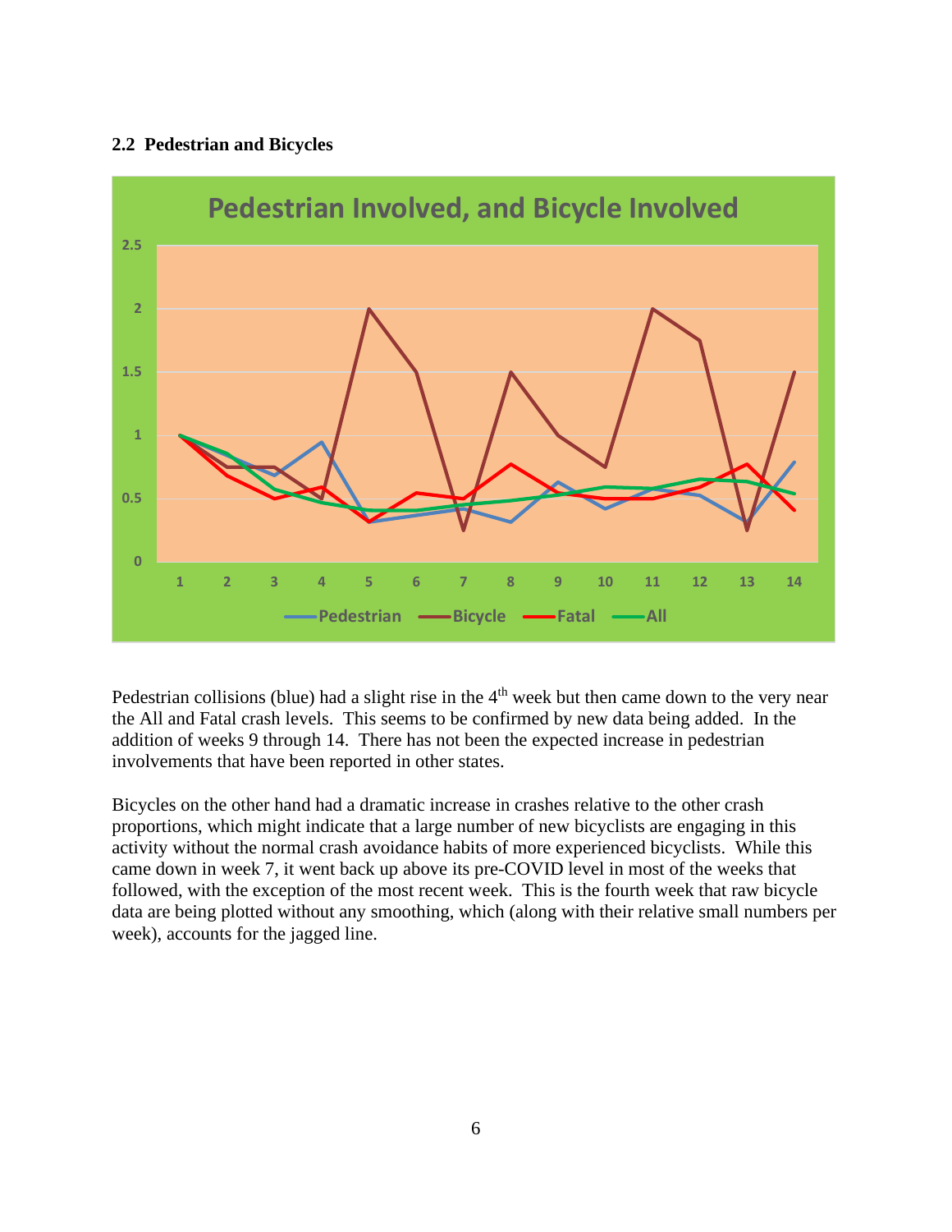### 2.2 Pedestrian and Bicycles

Pedestrian collisions (blue) had a slight rise in the 4th week but then came down to the very near the All and Fatal crash levels. This seems to be confirmed by new data being added. In the addition of weeks 9 through 14. There has not been the expected increase in pedestrian involvements that have been reported in other states.

Bicycles on the other hand had a dramatic increase in crashes relative to the other crash proportions, which might indicate that a large number of new bicyclists are engaging in this activity without the normal crash avoidance habits of more experienced bicyclists. While this came down in week 7, it went back up above its pre-COVID level in most of the weeks that followed, with the exception of the most recent week. This is the fourth week that raw bicycle data are being plotted without any smoothing, which (along with their relative small numbers per week), accounts for the jagged line.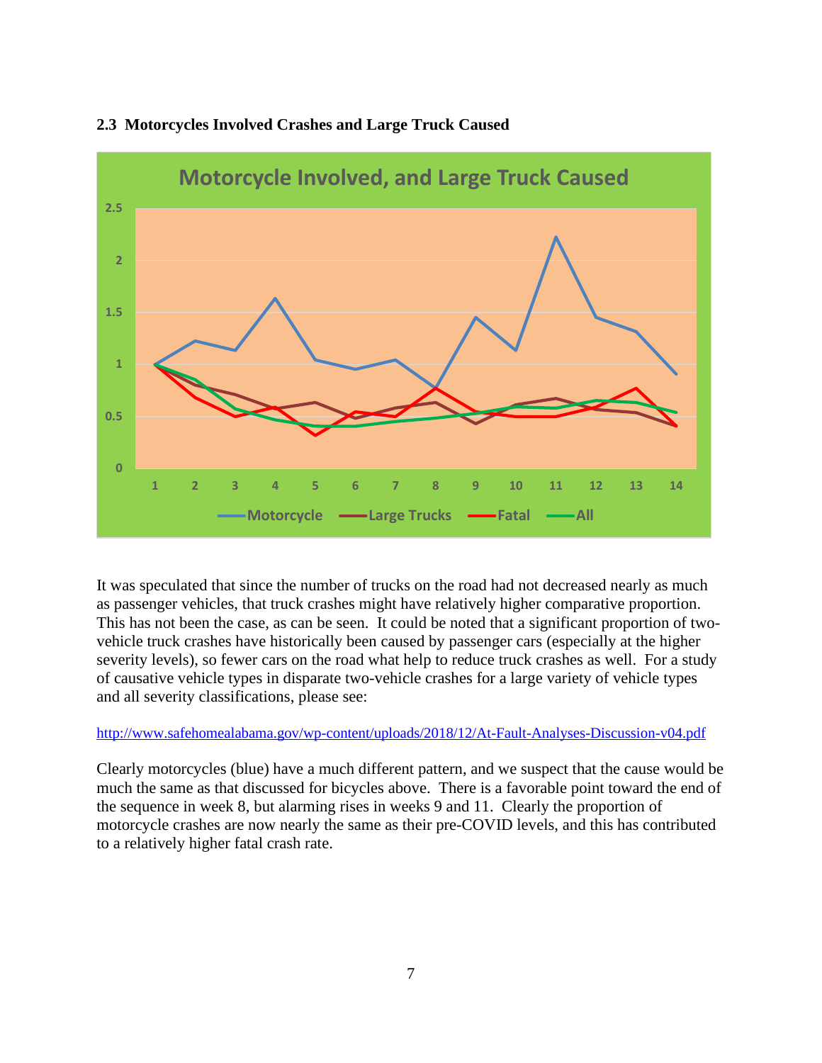### 2.3 Motorcycles Involved Crashes and Large Truck Caused

It was speculated that since the number of trucks on the road had not decreased nearly as much as passenger vehicles, that truck crashes might have relatively higher comparative proportion. This has not been the case, as can be seen. It could be noted that a significant proportion of two-vehicle truck crashes have historically been caused by passenger cars (especially at the higher severity levels), so fewer cars on the road what help to reduce truck crashes as well. For a study of causative vehicle types in disparate two-vehicle crashes for a large variety of vehicle types and all severity classifications, please see:

http://www.safehomealabama.gov/wp-content/uploads/2018/12/At-Fault-Analyses-Discussion-v04.pdf

Clearly motorcycles (blue) have a much different pattern, and we suspect that the cause would be much the same as that discussed for bicycles above. There is a favorable point toward the end of the sequence in week 8, but alarming rises in weeks 9 and 11. Clearly the proportion of motorcycle crashes are now nearly the same as their pre-COVID levels, and this has contributed to a relatively higher fatal crash rate.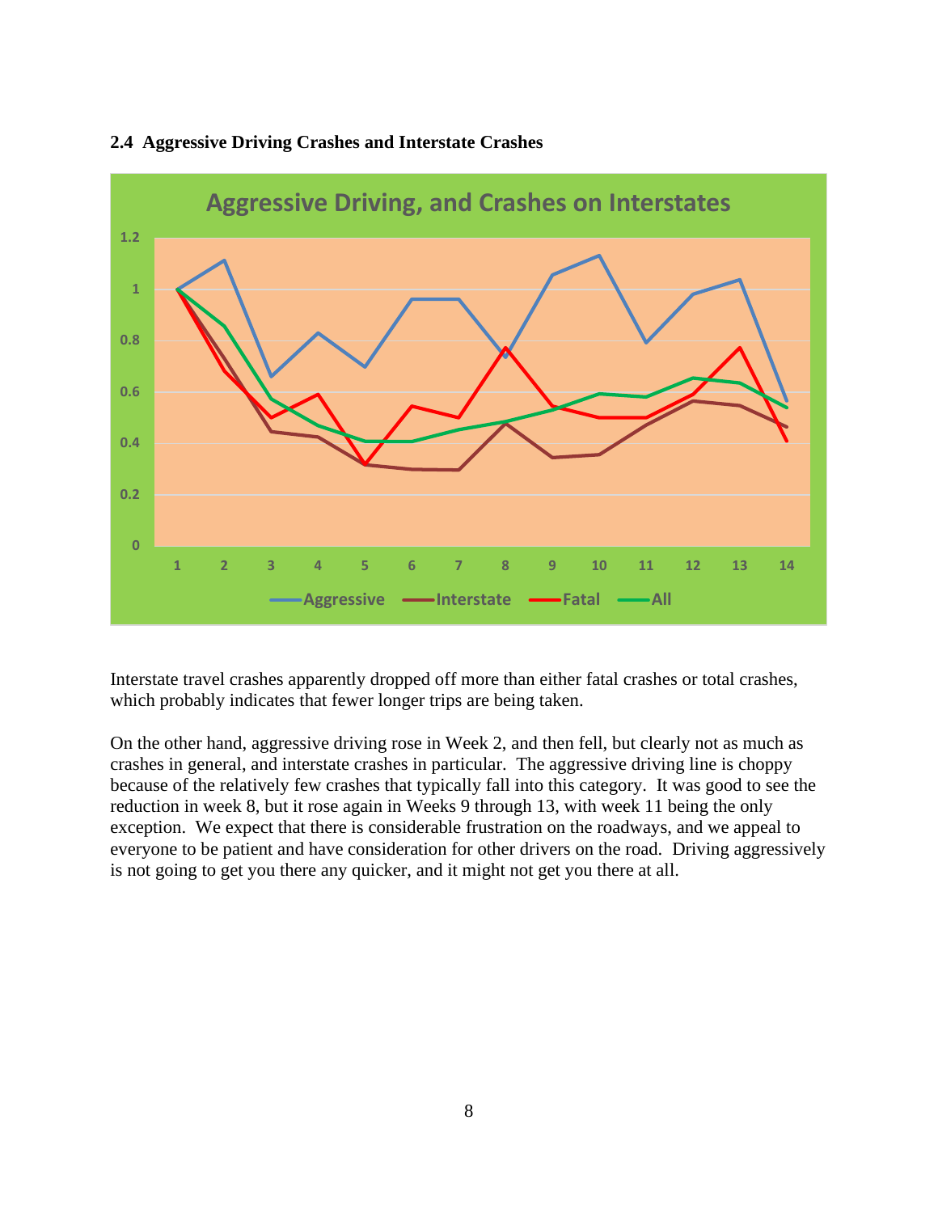### 2.4 Aggressive Driving Crashes and Interstate Crashes

Interstate travel crashes apparently dropped off more than either fatal crashes or total crashes, which probably indicates that fewer longer trips are being taken.

On the other hand, aggressive driving rose in Week 2, and then fell, but clearly not as much as crashes in general, and interstate crashes in particular. The aggressive driving line is choppy because of the relatively few crashes that typically fall into this category. It was good to see the reduction in week 8, but it rose again in Weeks 9 through 13, with week 11 being the only exception. We expect that there is considerable frustration on the roadways, and we appeal to everyone to be patient and have consideration for other drivers on the road. Driving aggressively is not going to get you there any quicker, and it might not get you there at all.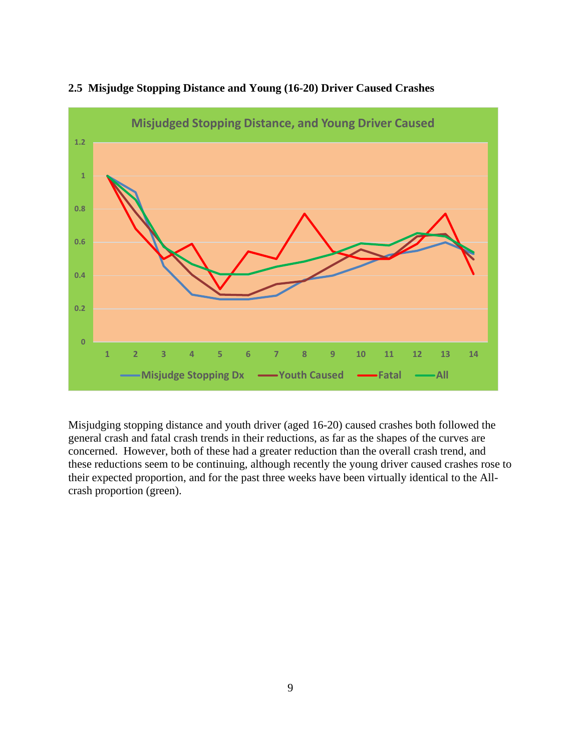### 2.5 Misjudge Stopping Distance and Young (16-20) Driver Caused Crashes

Misjudging stopping distance and youth driver (aged 16-20) caused crashes both followed the general crash and fatal crash trends in their reductions, as far as the shapes of the curves are concerned. However, both of these had a greater reduction than the overall crash trend, and these reductions seem to be continuing, although recently the young driver caused crashes rose to their expected proportion, and for the past three weeks have been virtually identical to the All-crash proportion (green).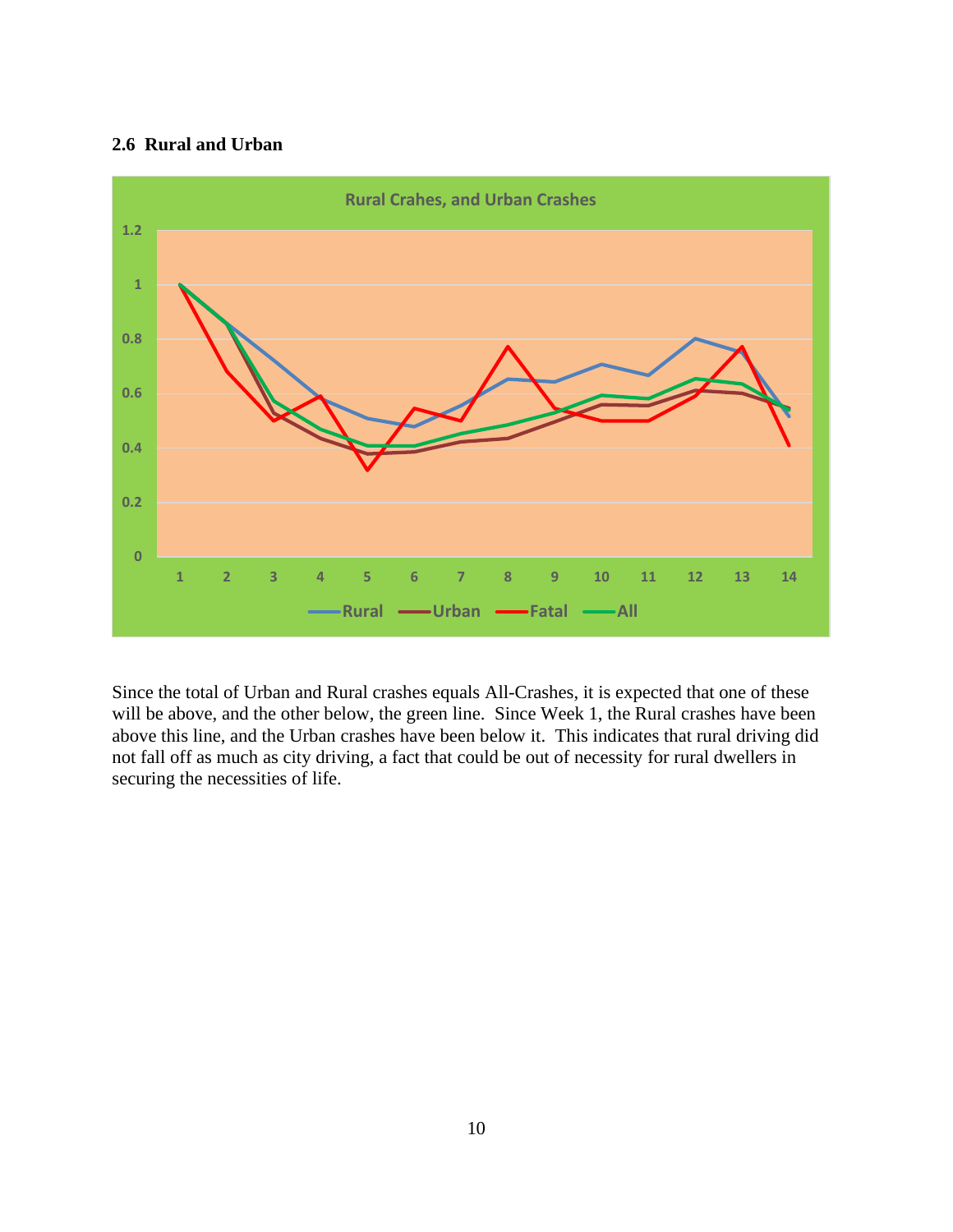### 2.6 Rural and Urban

Since the total of Urban and Rural crashes equals All-Crashes, it is expected that one of these will be above, and the other below, the green line. Since Week 1, the Rural crashes have been above this line, and the Urban crashes have been below it. This indicates that rural driving did not fall off as much as city driving, a fact that could be out of necessity for rural dwellers in securing the necessities of life.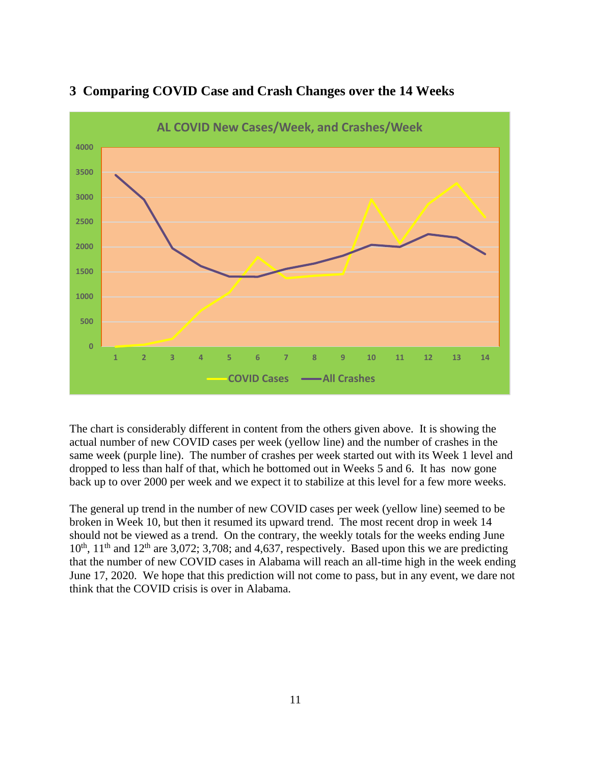## 3 Comparing COVID Case and Crash Changes over the 14 Weeks

The chart is considerably different in content from the others given above. It is showing the actual number of new COVID cases per week (yellow line) and the number of crashes in the same week (purple line). The number of crashes per week started out with its Week 1 level and dropped to less than half of that, which he bottomed out in Weeks 5 and 6. It has now gone back up to over 2000 per week and we expect it to stabilize at this level for a few more weeks.

The general up trend in the number of new COVID cases per week (yellow line) seemed to be broken in Week 10, but then it resumed its upward trend. The most recent drop in week 14 should not be viewed as a trend. On the contrary, the weekly totals for the weeks ending June 10th, 11th and 12th are 3,072; 3,708; and 4,637, respectively. Based upon this we are predicting that the number of new COVID cases in Alabama will reach an all-time high in the week ending June 17, 2020. We hope that this prediction will not come to pass, but in any event, we dare not think that the COVID crisis is over in Alabama.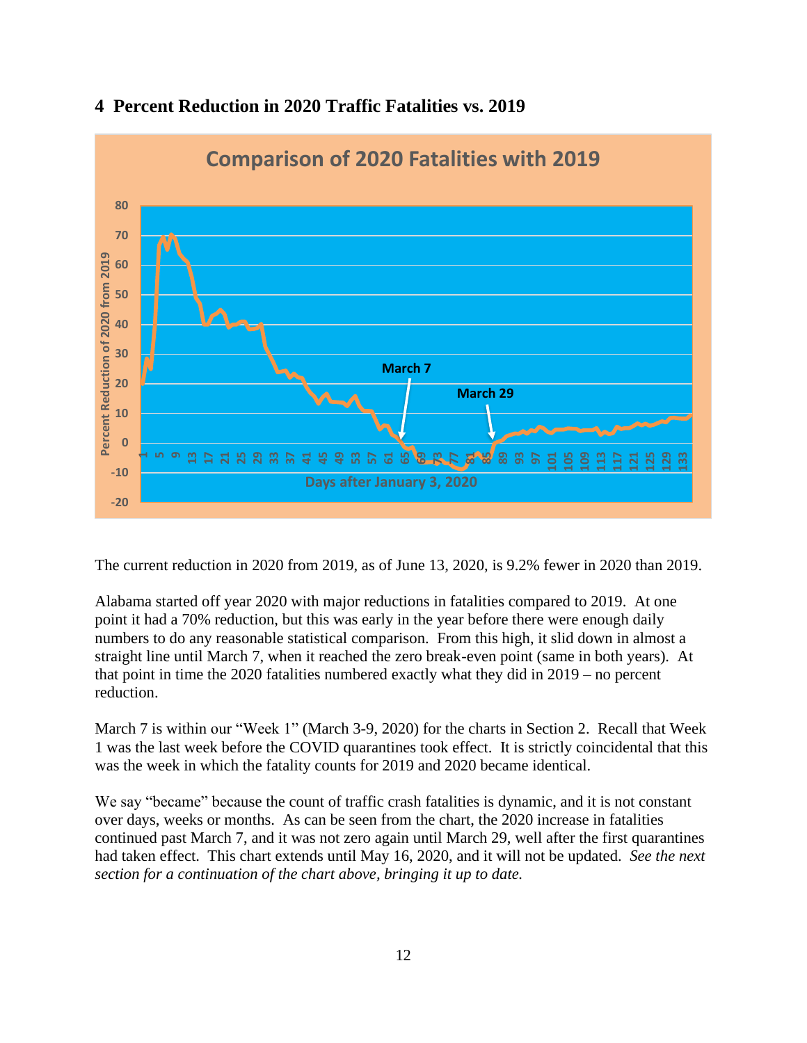## 4 Percent Reduction in 2020 Traffic Fatalities vs. 2019

The current reduction in 2020 from 2019, as of June 13, 2020, is 9.2% fewer in 2020 than 2019.

Alabama started off year 2020 with major reductions in fatalities compared to 2019. At one point it had a 70% reduction, but this was early in the year before there were enough daily numbers to do any reasonable statistical comparison. From this high, it slid down in almost a straight line until March 7, when it reached the zero break-even point (same in both years). At that point in time the 2020 fatalities numbered exactly what they did in 2019 – no percent reduction.

March 7 is within our "Week 1" (March 3-9, 2020) for the charts in Section 2. Recall that Week 1 was the last week before the COVID quarantines took effect. It is strictly coincidental that this was the week in which the fatality counts for 2019 and 2020 became identical.

We say "became" because the count of traffic crash fatalities is dynamic, and it is not constant over days, weeks or months. As can be seen from the chart, the 2020 increase in fatalities continued past March 7, and it was not zero again until March 29, well after the first quarantines had taken effect. This chart extends until May 16, 2020, and it will not be updated. *See the next section for a continuation of the chart above, bringing it up to date.*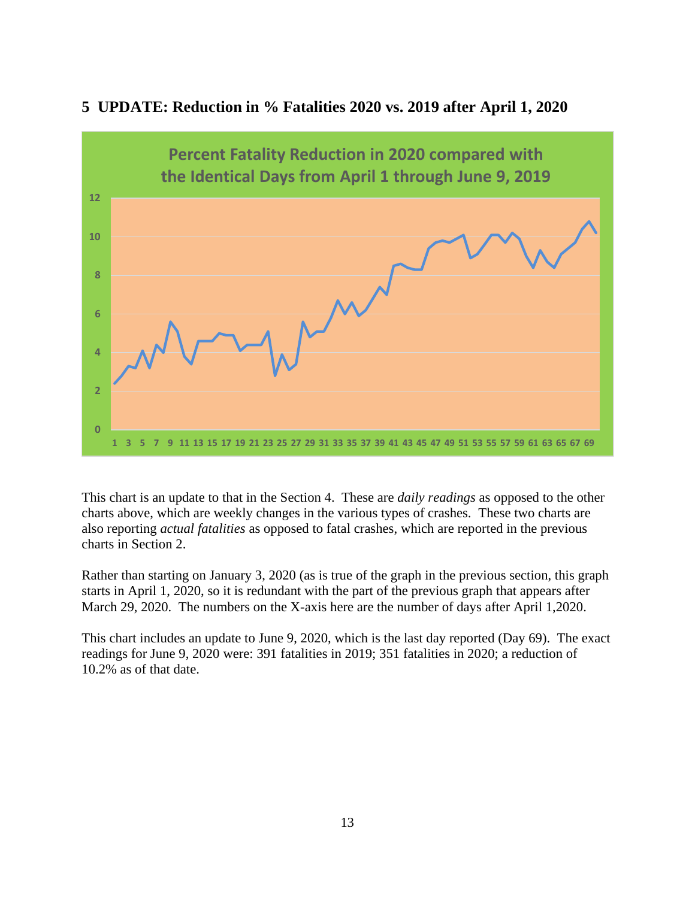## 5 UPDATE: Reduction in % Fatalities 2020 vs. 2019 after April 1, 2020

This chart is an update to that in the Section 4. These are *daily readings* as opposed to the other charts above, which are weekly changes in the various types of crashes. These two charts are also reporting *actual fatalities* as opposed to fatal crashes, which are reported in the previous charts in Section 2.

Rather than starting on January 3, 2020 (as is true of the graph in the previous section, this graph starts in April 1, 2020, so it is redundant with the part of the previous graph that appears after March 29, 2020. The numbers on the X-axis here are the number of days after April 1,2020.

This chart includes an update to June 9, 2020, which is the last day reported (Day 69). The exact readings for June 9, 2020 were: 391 fatalities in 2019; 351 fatalities in 2020; a reduction of 10.2% as of that date.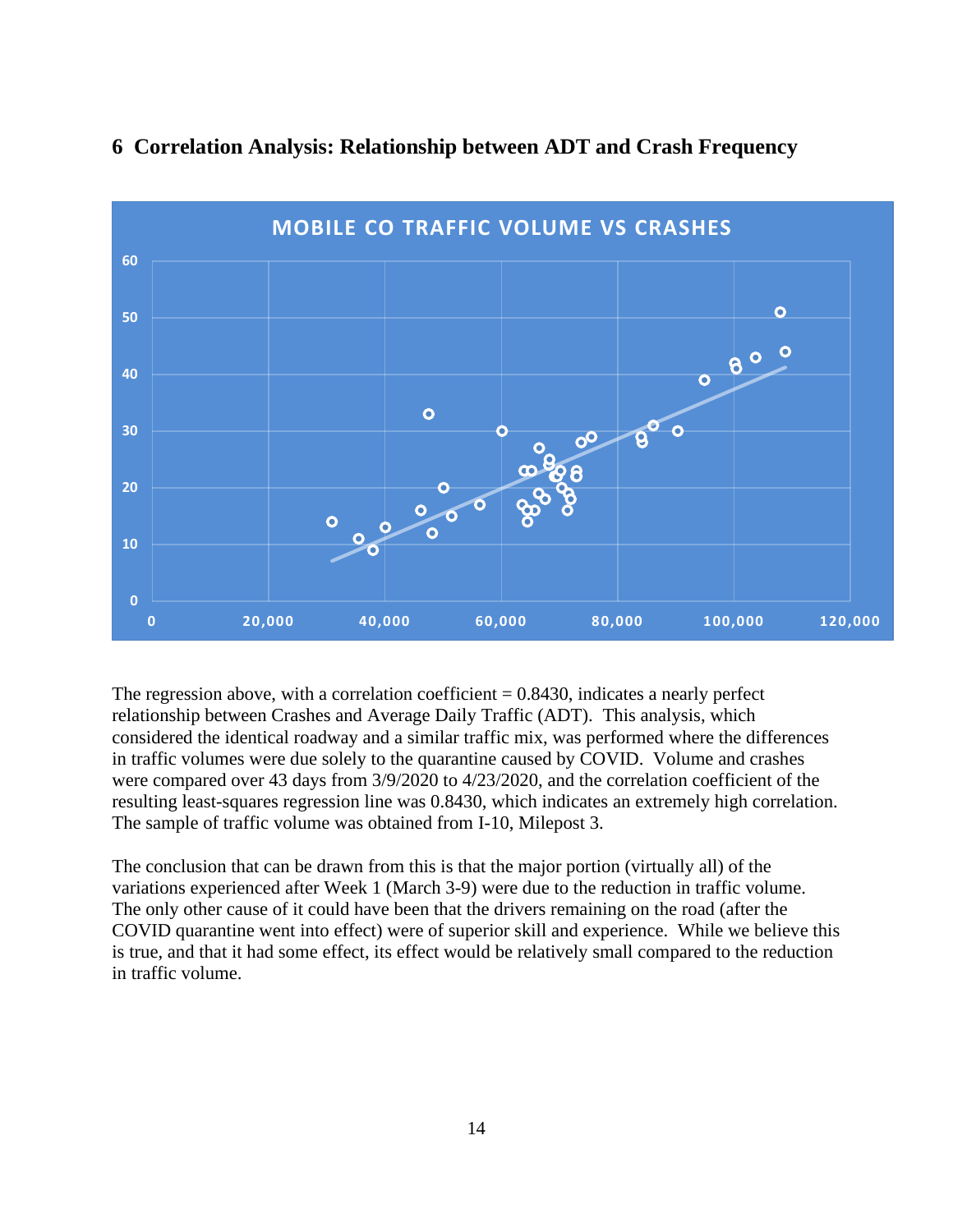## 6 Correlation Analysis: Relationship between ADT and Crash Frequency

MOBILE CO TRAFFIC VOLUME VS CRASHES

60
50
40
30
20
10
0

0
20,000
40,000
60,000
80,000
100,000
120,000

The regression above, with a correlation coefficient = 0.8430, indicates a nearly perfect relationship between Crashes and Average Daily Traffic (ADT). This analysis, which considered the identical roadway and a similar traffic mix, was performed where the differences in traffic volumes were due solely to the quarantine caused by COVID. Volume and crashes were compared over 43 days from 3/9/2020 to 4/23/2020, and the correlation coefficient of the resulting least-squares regression line was 0.8430, which indicates an extremely high correlation. The sample of traffic volume was obtained from I-10, Milepost 3.

The conclusion that can be drawn from this is that the major portion (virtually all) of the variations experienced after Week 1 (March 3-9) were due to the reduction in traffic volume. The only other cause of it could have been that the drivers remaining on the road (after the COVID quarantine went into effect) were of superior skill and experience. While we believe this is true, and that it had some effect, its effect would be relatively small compared to the reduction in traffic volume.